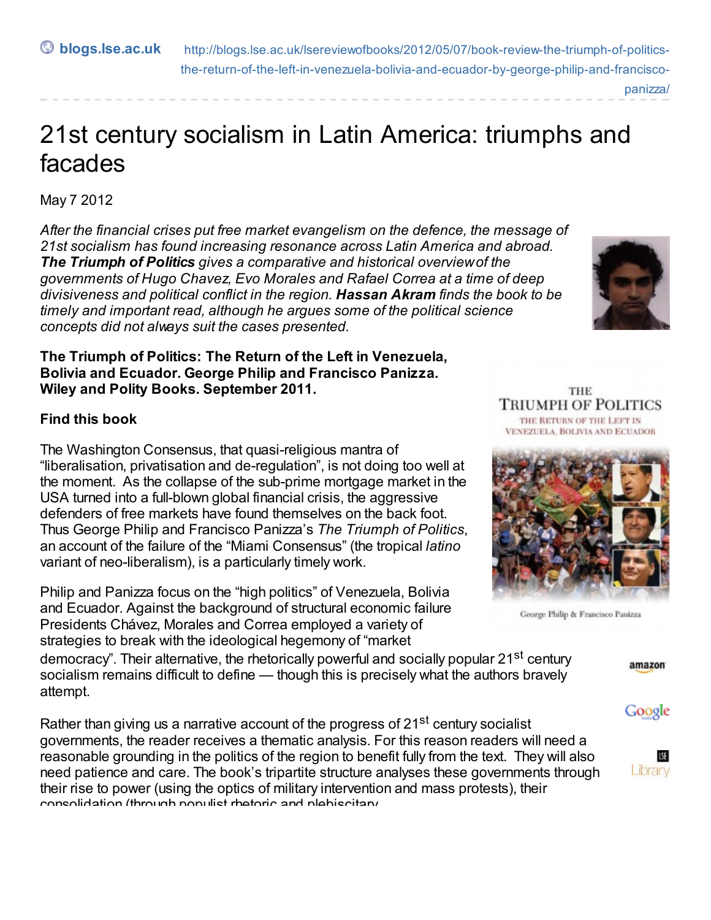blogs.lse.ac.uk http://blogs.lse.ac.uk/lsereviewofbooks/2012/05/07/book-review-the-triumph-of-politics-the-return-of-the-left-in-venezuela-bolivia-and-ecuador-by-george-philip-and-francisco-panizza/

# 21st century socialism in Latin America: triumphs and facades

May 7 2012

*After the financial crises put free market evangelism on the defence, the message of 21st socialism has found increasing resonance across Latin America and abroad.* ***The Triumph of Politics*** *gives a comparative and historical overview of the governments of Hugo Chavez, Evo Morales and Rafael Correa at a time of deep divisiveness and political conflict in the region.* ***Hassan Akram*** *finds the book to be timely and important read, although he argues some of the political science concepts did not always suit the cases presented.*

**The Triumph of Politics: The Return of the Left in Venezuela, Bolivia and Ecuador. George Philip and Francisco Panizza. Wiley and Polity Books. September 2011.**

**Find this book**

The Washington Consensus, that quasi-religious mantra of "liberalisation, privatisation and de-regulation", is not doing too well at the moment. As the collapse of the sub-prime mortgage market in the USA turned into a full-blown global financial crisis, the aggressive defenders of free markets have found themselves on the back foot. Thus George Philip and Francisco Panizza's *The Triumph of Politics*, an account of the failure of the "Miami Consensus" (the tropical *latino* variant of neo-liberalism), is a particularly timely work.

Philip and Panizza focus on the "high politics" of Venezuela, Bolivia and Ecuador. Against the background of structural economic failure Presidents Chávez, Morales and Correa employed a variety of strategies to break with the ideological hegemony of "market democracy". Their alternative, the rhetorically powerful and socially popular 21st century socialism remains difficult to define — though this is precisely what the authors bravely attempt.

Rather than giving us a narrative account of the progress of 21st century socialist governments, the reader receives a thematic analysis. For this reason readers will need a reasonable grounding in the politics of the region to benefit fully from the text. They will also need patience and care. The book's tripartite structure analyses these governments through their rise to power (using the optics of military intervention and mass protests), their consolidation (through populist rhetoric and plebiscitary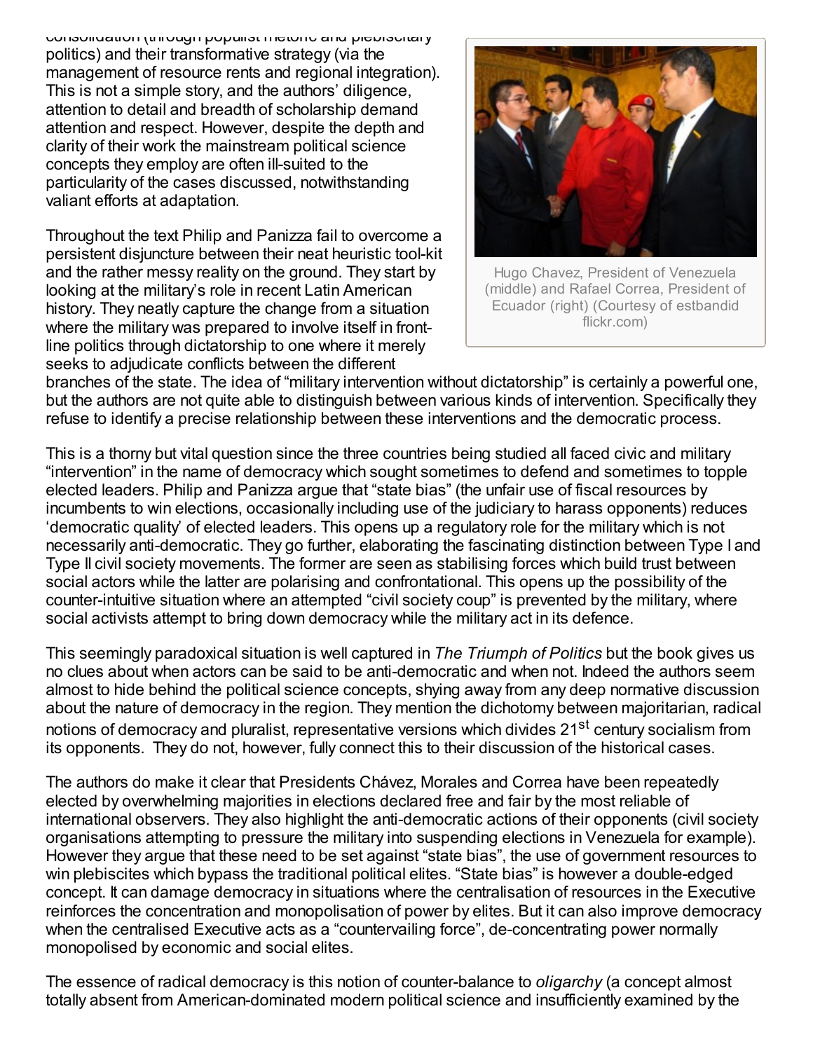consolidation (through populist rhetoric and plebiscitary politics) and their transformative strategy (via the management of resource rents and regional integration). This is not a simple story, and the authors' diligence, attention to detail and breadth of scholarship demand attention and respect. However, despite the depth and clarity of their work the mainstream political science concepts they employ are often ill-suited to the particularity of the cases discussed, notwithstanding valiant efforts at adaptation.

Hugo Chavez, President of Venezuela (middle) and Rafael Correa, President of Ecuador (right) (Courtesy of estbandid flickr.com)

Throughout the text Philip and Panizza fail to overcome a persistent disjuncture between their neat heuristic tool-kit and the rather messy reality on the ground. They start by looking at the military's role in recent Latin American history. They neatly capture the change from a situation where the military was prepared to involve itself in front-line politics through dictatorship to one where it merely seeks to adjudicate conflicts between the different branches of the state. The idea of "military intervention without dictatorship" is certainly a powerful one, but the authors are not quite able to distinguish between various kinds of intervention. Specifically they refuse to identify a precise relationship between these interventions and the democratic process.

This is a thorny but vital question since the three countries being studied all faced civic and military "intervention" in the name of democracy which sought sometimes to defend and sometimes to topple elected leaders. Philip and Panizza argue that "state bias" (the unfair use of fiscal resources by incumbents to win elections, occasionally including use of the judiciary to harass opponents) reduces 'democratic quality' of elected leaders. This opens up a regulatory role for the military which is not necessarily anti-democratic. They go further, elaborating the fascinating distinction between Type I and Type II civil society movements. The former are seen as stabilising forces which build trust between social actors while the latter are polarising and confrontational. This opens up the possibility of the counter-intuitive situation where an attempted "civil society coup" is prevented by the military, where social activists attempt to bring down democracy while the military act in its defence.

This seemingly paradoxical situation is well captured in *The Triumph of Politics* but the book gives us no clues about when actors can be said to be anti-democratic and when not. Indeed the authors seem almost to hide behind the political science concepts, shying away from any deep normative discussion about the nature of democracy in the region. They mention the dichotomy between majoritarian, radical notions of democracy and pluralist, representative versions which divides 21st century socialism from its opponents. They do not, however, fully connect this to their discussion of the historical cases.

The authors do make it clear that Presidents Chávez, Morales and Correa have been repeatedly elected by overwhelming majorities in elections declared free and fair by the most reliable of international observers. They also highlight the anti-democratic actions of their opponents (civil society organisations attempting to pressure the military into suspending elections in Venezuela for example). However they argue that these need to be set against "state bias", the use of government resources to win plebiscites which bypass the traditional political elites. "State bias" is however a double-edged concept. It can damage democracy in situations where the centralisation of resources in the Executive reinforces the concentration and monopolisation of power by elites. But it can also improve democracy when the centralised Executive acts as a "countervailing force", de-concentrating power normally monopolised by economic and social elites.

The essence of radical democracy is this notion of counter-balance to *oligarchy* (a concept almost totally absent from American-dominated modern political science and insufficiently examined by the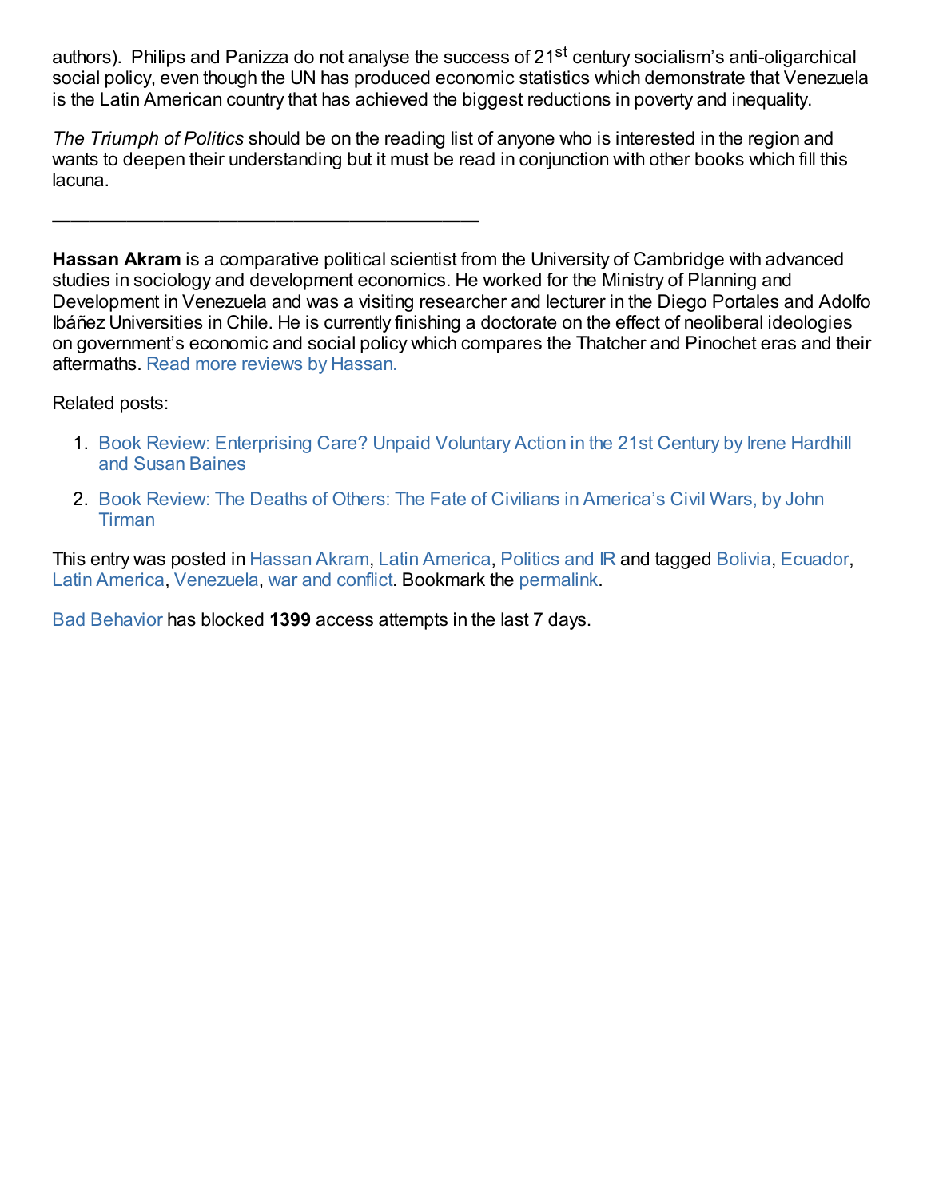authors). Philips and Panizza do not analyse the success of 21st century socialism's anti-oligarchical social policy, even though the UN has produced economic statistics which demonstrate that Venezuela is the Latin American country that has achieved the biggest reductions in poverty and inequality.

*The Triumph of Politics* should be on the reading list of anyone who is interested in the region and wants to deepen their understanding but it must be read in conjunction with other books which fill this lacuna.

---

**Hassan Akram** is a comparative political scientist from the University of Cambridge with advanced studies in sociology and development economics. He worked for the Ministry of Planning and Development in Venezuela and was a visiting researcher and lecturer in the Diego Portales and Adolfo Ibáñez Universities in Chile. He is currently finishing a doctorate on the effect of neoliberal ideologies on government's economic and social policy which compares the Thatcher and Pinochet eras and their aftermaths. Read more reviews by Hassan.

Related posts:

1. Book Review: Enterprising Care? Unpaid Voluntary Action in the 21st Century by Irene Hardhill and Susan Baines
2. Book Review: The Deaths of Others: The Fate of Civilians in America's Civil Wars, by John Tirman

This entry was posted in Hassan Akram, Latin America, Politics and IR and tagged Bolivia, Ecuador, Latin America, Venezuela, war and conflict. Bookmark the permalink.

Bad Behavior has blocked **1399** access attempts in the last 7 days.